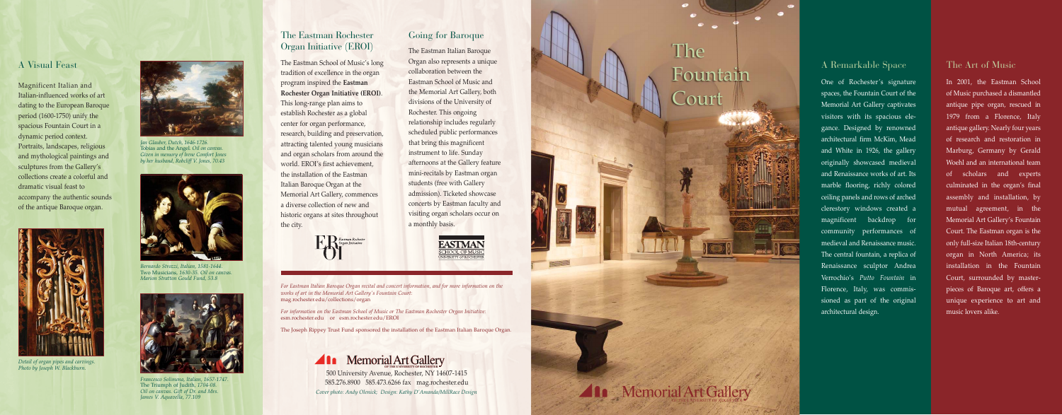## A Visual Feast

Magnificent Italian and Italian-influenced works of art dating to the European Baroque period (1600-1750) unify the spacious Fountain Court in a dynamic period context. Portraits, landscapes, religious and mythological paintings and sculptures from the Gallery's collections create a colorful and dramatic visual feast to accompany the authentic sounds of the antique Baroque organ.

*Detail of organ pipes and carvings. Photo by Joseph W. Blackburn.*

*Jan Glauber, Dutch, 1646-1726.* Tobias and the Angel. *Oil on canvas. Given in memory of Irene Comfort Jones by her husband, Rohcliff V. Jones, 70.43*

*Bernardo Strozzi, Italian, 1581-1644* Two Musicians, 1630-35. *Oil on canvas. Marion Stratton Gould Fund, 53.8*

*Francesco Solimena, Italian, 1657-1747.* The Triumph of Judith, 1704-08. *Oil on canvas. Gift of Dr. and Mrs. James V. Aquavella, 77.109*

## The Eastman Rochester Organ Initiative (EROI)

The Eastman School of Music's long tradition of excellence in the organ program inspired the **Eastman Rochester Organ Initiative (EROI)**. This long-range plan aims to establish Rochester as a global center for organ performance, research, building and preservation, attracting talented young musicians and organ scholars from around the world. EROI's first achievement, the installation of the Eastman Italian Baroque Organ at the Memorial Art Gallery, commences a diverse collection of new and historic organs at sites throughout the city.

## Going for Baroque

The Eastman Italian Baroque Organ also represents a unique collaboration between the Eastman School of Music and the Memorial Art Gallery, both divisions of the University of Rochester. This ongoing relationship includes regularly scheduled public performances that bring this magnificent instrument to life. Sunday afternoons at the Gallery feature mini-recitals by Eastman organ students (free with Gallery admission). Ticketed showcase concerts by Eastman faculty and visiting organ scholars occur on a monthly basis.

EROI Eastman Rochester Organ Initiative

EASTMAN SCHOOL OF MUSIC UNIVERSITY OF ROCHESTER

*For Eastman Italian Baroque Organ recital and concert information, and for more information on the works of art in the Memorial Art Gallery's Fountain Court:*
mag.rochester.edu/collections/organ

*For information on the Eastman School of Music or The Eastman Rochester Organ Initiative:*
esm.rochester.edu or esm.rochester.edu/EROI

The Joseph Rippey Trust Fund sponsored the installation of the Eastman Italian Baroque Organ.

**Memorial Art Gallery** of the University of Rochester
500 University Avenue, Rochester, NY 14607-1415
585.276.8900 585.473.6266 fax mag.rochester.edu
*Cover photo: Andy Olenick; Design: Kathy D'Amanda/MillRace Design*

# The Fountain Court

Memorial Art Gallery of the University of Rochester

## A Remarkable Space

One of Rochester's signature spaces, the Fountain Court of the Memorial Art Gallery captivates visitors with its spacious elegance. Designed by renowned architectural firm McKim, Mead and White in 1926, the gallery originally showcased medieval and Renaissance works of art. Its marble flooring, richly colored ceiling panels and rows of arched clerestory windows created a magnificent backdrop for community performances of medieval and Renaissance music. The central fountain, a replica of Renaissance sculptor Andrea Verrochio's *Putto Fountain* in Florence, Italy, was commissioned as part of the original architectural design.

## The Art of Music

In 2001, the Eastman School of Music purchased a dismantled antique pipe organ, rescued in 1979 from a Florence, Italy antique gallery. Nearly four years of research and restoration in Marburg, Germany by Gerald Woehl and an international team of scholars and experts culminated in the organ's final assembly and installation, by mutual agreement, in the Memorial Art Gallery's Fountain Court. The Eastman organ is the only full-size Italian 18th-century organ in North America; its installation in the Fountain Court, surrounded by masterpieces of Baroque art, offers a unique experience to art and music lovers alike.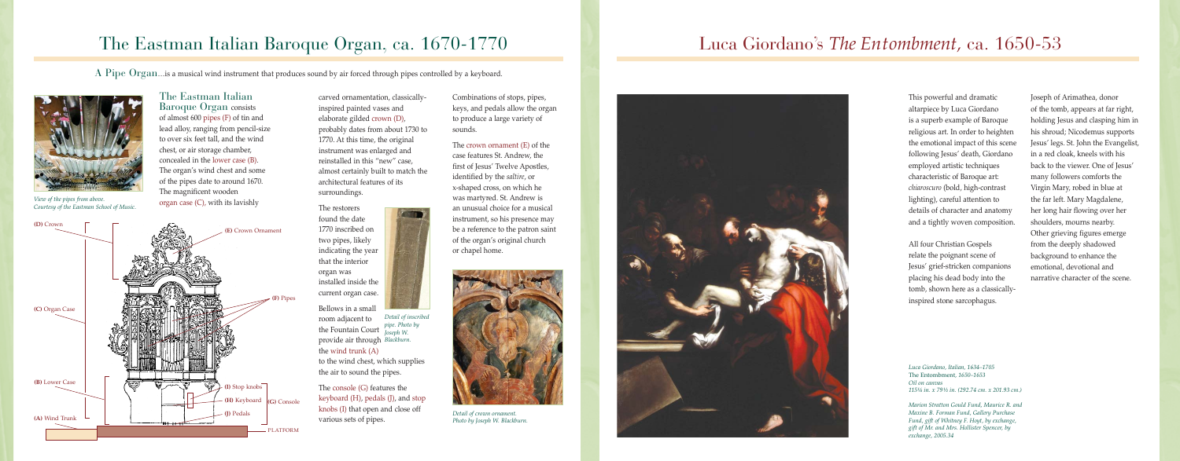# The Eastman Italian Baroque Organ, ca. 1670-1770

A Pipe Organ...is a musical wind instrument that produces sound by air forced through pipes controlled by a keyboard.

*View of the pipes from above. Courtesy of the Eastman School of Music.*

## The Eastman Italian Baroque Organ

The Eastman Italian Baroque Organ consists of almost 600 pipes (F) of tin and lead alloy, ranging from pencil-size to over six feet tall, and the wind chest, or air storage chamber, concealed in the lower case (B). The organ's wind chest and some of the pipes date to around 1670. The magnificent wooden organ case (C), with its lavishly carved ornamentation, classically-inspired painted vases and elaborate gilded crown (D), probably dates from about 1730 to 1770. At this time, the original instrument was enlarged and reinstalled in this "new" case, almost certainly built to match the architectural features of its surroundings.

The restorers found the date 1770 inscribed on two pipes, likely indicating the year that the interior organ was installed inside the current organ case.

*Detail of inscribed pipe. Photo by Joseph W. Blackburn.*

Bellows in a small room adjacent to the Fountain Court provide air through the wind trunk (A) to the wind chest, which supplies the air to sound the pipes.

The console (G) features the keyboard (H), pedals (J), and stop knobs (I) that open and close off various sets of pipes.

Combinations of stops, pipes, keys, and pedals allow the organ to produce a large variety of sounds.

The crown ornament (E) of the case features St. Andrew, the first of Jesus' Twelve Apostles, identified by the *saltire*, or x-shaped cross, on which he was martyred. St. Andrew is an unusual choice for a musical instrument, so his presence may be a reference to the patron saint of the organ's original church or chapel home.

*Detail of crown ornament. Photo by Joseph W. Blackburn.*

(D) Crown
(E) Crown Ornament
(C) Organ Case
(F) Pipes
(B) Lower Case
(I) Stop knobs
(H) Keyboard
(G) Console
(J) Pedals
(A) Wind Trunk
PLATFORM

# Luca Giordano's *The Entombment*, ca. 1650-53

This powerful and dramatic altarpiece by Luca Giordano is a superb example of Baroque religious art. In order to heighten the emotional impact of this scene following Jesus' death, Giordano employed artistic techniques characteristic of Baroque art: *chiaroscuro* (bold, high-contrast lighting), careful attention to details of character and anatomy and a tightly woven composition.

All four Christian Gospels relate the poignant scene of Jesus' grief-stricken companions placing his dead body into the tomb, shown here as a classically-inspired stone sarcophagus.

Joseph of Arimathea, donor of the tomb, appears at far right, holding Jesus and clasping him in his shroud; Nicodemus supports Jesus' legs. St. John the Evangelist, in a red cloak, kneels with his back to the viewer. One of Jesus' many followers comforts the Virgin Mary, robed in blue at the far left. Mary Magdalene, her long hair flowing over her shoulders, mourns nearby. Other grieving figures emerge from the deeply shadowed background to enhance the emotional, devotional and narrative character of the scene.

*Luca Giordano, Italian, 1634–1705*
*The Entombment, 1650–1653*
*Oil on canvas*
*115¼ in. x 79½ in. (292.74 cm. x 201.93 cm.)*

*Marion Stratton Gould Fund, Maurice R. and Maxine B. Forman Fund, Gallery Purchase Fund, gift of Whitney F. Hoyt, by exchange, gift of Mr. and Mrs. Hollister Spencer, by exchange, 2005.34*